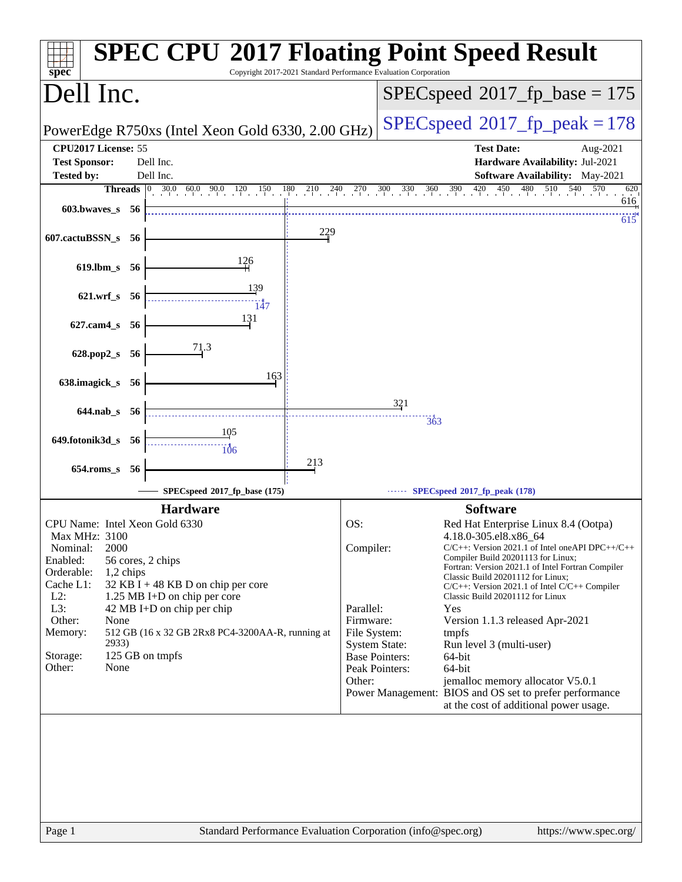# SPEC CPU 2017 Floating Point Speed Result

Copyright 2017-2021 Standard Performance Evaluation Corporation

## Dell Inc.

PowerEdge R750xs (Intel Xeon Gold 6330, 2.00 GHz)

SPECspeed 2017_fp_base = 175

SPECspeed 2017_fp_peak = 178

| | | | |
|---|---|---|---|
| **CPU2017 License:** | 55 | **Test Date:** | Aug-2021 |
| **Test Sponsor:** | Dell Inc. | **Hardware Availability:** | Jul-2021 |
| **Tested by:** | Dell Inc. | **Software Availability:** | May-2021 |

| Benchmark | Threads | Base | Peak |
|---|---|---|---|
| 603.bwaves_s | 56 | 616 | 615 |
| 607.cactuBSSN_s | 56 | 229 | |
| 619.lbm_s | 56 | 126 | |
| 621.wrf_s | 56 | 139 | 147 |
| 627.cam4_s | 56 | 131 | |
| 628.pop2_s | 56 | 71.3 | |
| 638.imagick_s | 56 | 163 | |
| 644.nab_s | 56 | 321 | 363 |
| 649.fotonik3d_s | 56 | 105 | 106 |
| 654.roms_s | 56 | 213 | |

SPECspeed 2017_fp_base (175) — SPECspeed 2017_fp_peak (178)

## Hardware

| | |
|---|---|
| CPU Name: | Intel Xeon Gold 6330 |
| Max MHz: | 3100 |
| Nominal: | 2000 |
| Enabled: | 56 cores, 2 chips |
| Orderable: | 1,2 chips |
| Cache L1: | 32 KB I + 48 KB D on chip per core |
| L2: | 1.25 MB I+D on chip per core |
| L3: | 42 MB I+D on chip per chip |
| Other: | None |
| Memory: | 512 GB (16 x 32 GB 2Rx8 PC4-3200AA-R, running at 2933) |
| Storage: | 125 GB on tmpfs |
| Other: | None |

## Software

| | |
|---|---|
| OS: | Red Hat Enterprise Linux 8.4 (Ootpa) 4.18.0-305.el8.x86_64 |
| Compiler: | C/C++: Version 2021.1 of Intel oneAPI DPC++/C++ Compiler Build 20201113 for Linux; Fortran: Version 2021.1 of Intel Fortran Compiler Classic Build 20201112 for Linux; C/C++: Version 2021.1 of Intel C/C++ Compiler Classic Build 20201112 for Linux |
| Parallel: | Yes |
| Firmware: | Version 1.1.3 released Apr-2021 |
| File System: | tmpfs |
| System State: | Run level 3 (multi-user) |
| Base Pointers: | 64-bit |
| Peak Pointers: | 64-bit |
| Other: | jemalloc memory allocator V5.0.1 |
| Power Management: | BIOS and OS set to prefer performance at the cost of additional power usage. |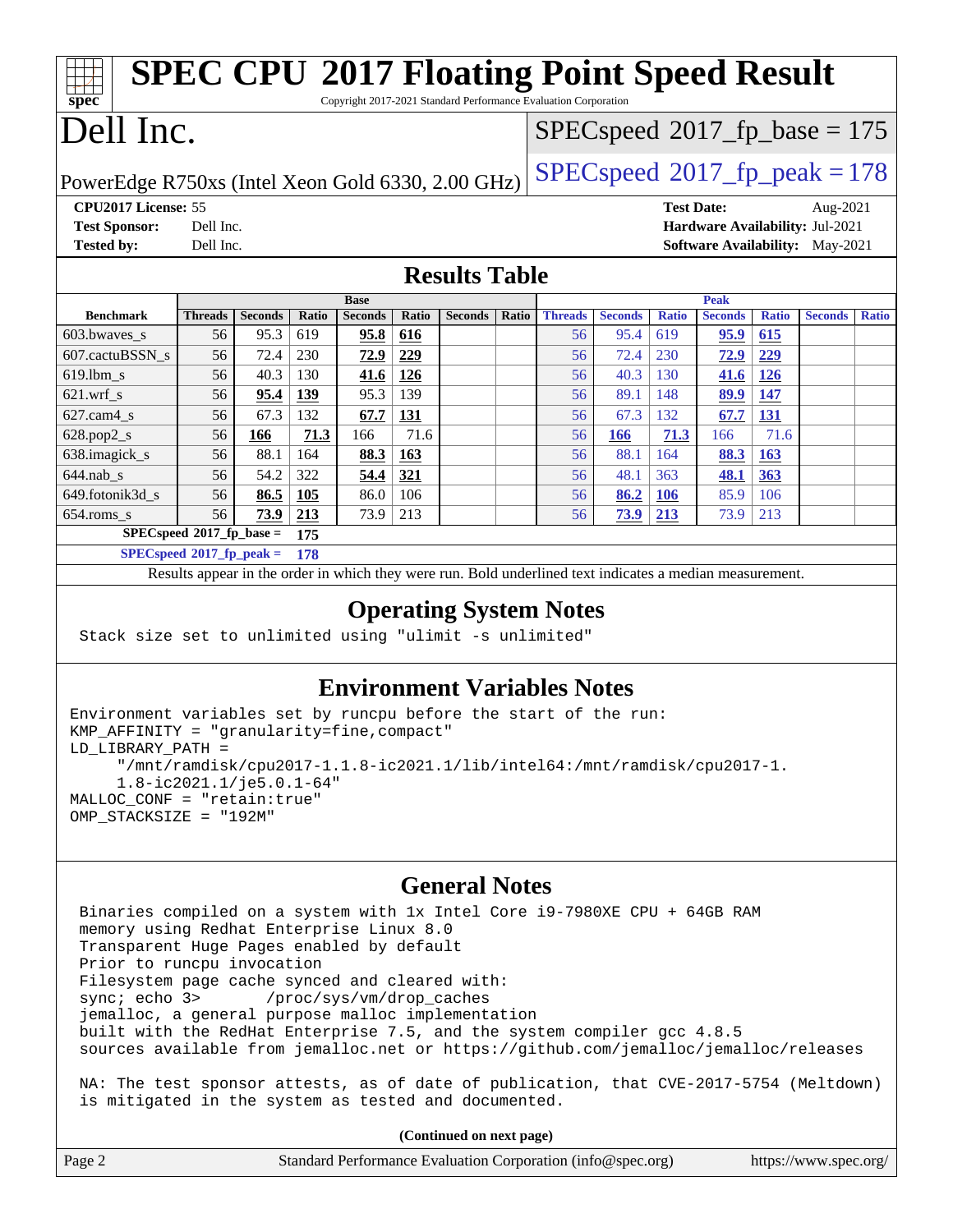# SPEC CPU 2017 Floating Point Speed Result

Copyright 2017-2021 Standard Performance Evaluation Corporation

# Dell Inc.

PowerEdge R750xs (Intel Xeon Gold 6330, 2.00 GHz)

SPECspeed 2017_fp_base = 175

SPECspeed 2017_fp_peak = 178

**CPU2017 License:** 55
**Test Sponsor:** Dell Inc.
**Tested by:** Dell Inc.
**Test Date:** Aug-2021
**Hardware Availability:** Jul-2021
**Software Availability:** May-2021

## Results Table

| | Base | | | | | | | Peak | | | | | | |
|---|---|---|---|---|---|---|---|---|---|---|---|---|---|---|
| **Benchmark** | **Threads** | **Seconds** | **Ratio** | **Seconds** | **Ratio** | **Seconds** | **Ratio** | **Threads** | **Seconds** | **Ratio** | **Seconds** | **Ratio** | **Seconds** | **Ratio** |
| 603.bwaves_s | 56 | 95.3 | 619 | **95.8** | **616** | | | 56 | 95.4 | 619 | **95.9** | **615** | | |
| 607.cactuBSSN_s | 56 | 72.4 | 230 | **72.9** | **229** | | | 56 | 72.4 | 230 | **72.9** | **229** | | |
| 619.lbm_s | 56 | 40.3 | 130 | **41.6** | **126** | | | 56 | 40.3 | 130 | **41.6** | **126** | | |
| 621.wrf_s | 56 | **95.4** | **139** | 95.3 | 139 | | | 56 | 89.1 | 148 | **89.9** | **147** | | |
| 627.cam4_s | 56 | 67.3 | 132 | **67.7** | **131** | | | 56 | 67.3 | 132 | **67.7** | **131** | | |
| 628.pop2_s | 56 | **166** | **71.3** | 166 | 71.6 | | | 56 | **166** | **71.3** | 166 | 71.6 | | |
| 638.imagick_s | 56 | 88.1 | 164 | **88.3** | **163** | | | 56 | 88.1 | 164 | **88.3** | **163** | | |
| 644.nab_s | 56 | 54.2 | 322 | **54.4** | **321** | | | 56 | 48.1 | 363 | **48.1** | **363** | | |
| 649.fotonik3d_s | 56 | **86.5** | **105** | 86.0 | 106 | | | 56 | **86.2** | **106** | 85.9 | 106 | | |
| 654.roms_s | 56 | **73.9** | **213** | 73.9 | 213 | | | 56 | **73.9** | **213** | 73.9 | 213 | | |

**SPECspeed 2017_fp_base = 175**

**SPECspeed 2017_fp_peak = 178**

Results appear in the order in which they were run. Bold underlined text indicates a median measurement.

## Operating System Notes

```
Stack size set to unlimited using "ulimit -s unlimited"
```

## Environment Variables Notes

```
Environment variables set by runcpu before the start of the run:
KMP_AFFINITY = "granularity=fine,compact"
LD_LIBRARY_PATH =
     "/mnt/ramdisk/cpu2017-1.1.8-ic2021.1/lib/intel64:/mnt/ramdisk/cpu2017-1.
     1.8-ic2021.1/je5.0.1-64"
MALLOC_CONF = "retain:true"
OMP_STACKSIZE = "192M"
```

## General Notes

```
Binaries compiled on a system with 1x Intel Core i9-7980XE CPU + 64GB RAM
memory using Redhat Enterprise Linux 8.0
Transparent Huge Pages enabled by default
Prior to runcpu invocation
Filesystem page cache synced and cleared with:
sync; echo 3>       /proc/sys/vm/drop_caches
jemalloc, a general purpose malloc implementation
built with the RedHat Enterprise 7.5, and the system compiler gcc 4.8.5
sources available from jemalloc.net or https://github.com/jemalloc/jemalloc/releases

NA: The test sponsor attests, as of date of publication, that CVE-2017-5754 (Meltdown)
is mitigated in the system as tested and documented.
```

**(Continued on next page)**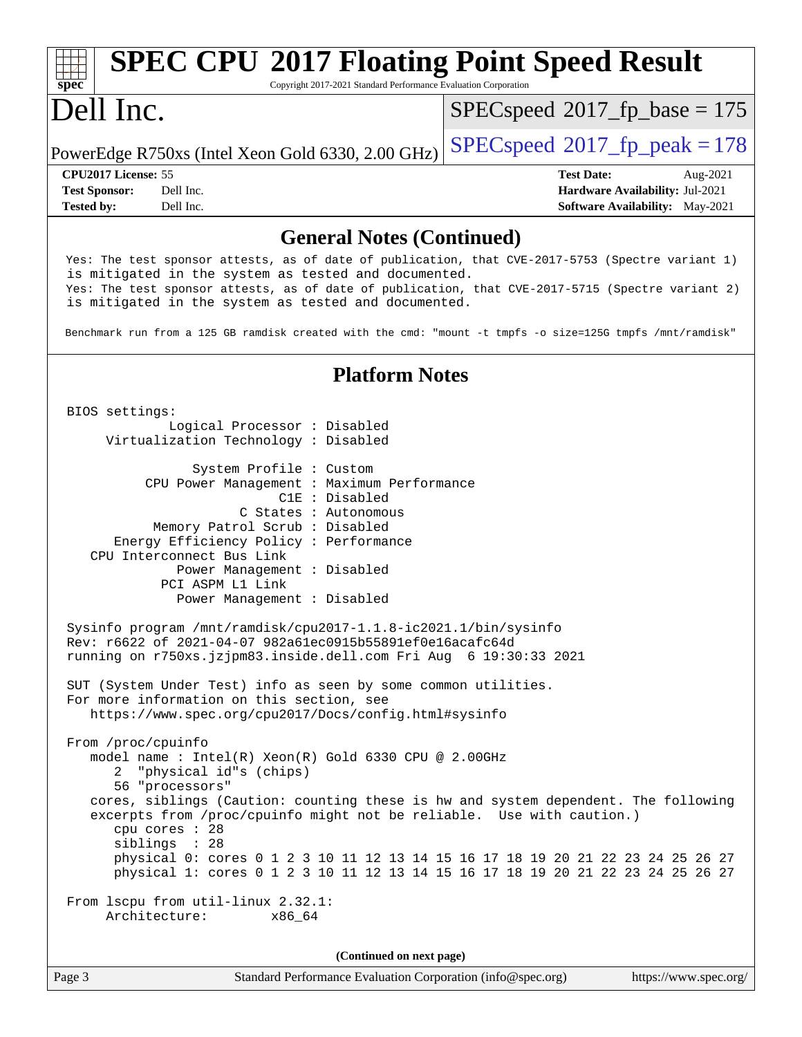## General Notes (Continued)

```
Yes: The test sponsor attests, as of date of publication, that CVE-2017-5753 (Spectre variant 1)
is mitigated in the system as tested and documented.
Yes: The test sponsor attests, as of date of publication, that CVE-2017-5715 (Spectre variant 2)
is mitigated in the system as tested and documented.

Benchmark run from a 125 GB ramdisk created with the cmd: "mount -t tmpfs -o size=125G tmpfs /mnt/ramdisk"
```

## Platform Notes

```
BIOS settings:
          Logical Processor : Disabled
     Virtualization Technology : Disabled

              System Profile : Custom
        CPU Power Management : Maximum Performance
                         C1E : Disabled
                    C States : Autonomous
         Memory Patrol Scrub : Disabled
    Energy Efficiency Policy : Performance
   CPU Interconnect Bus Link
            Power Management : Disabled
          PCI ASPM L1 Link
            Power Management : Disabled

Sysinfo program /mnt/ramdisk/cpu2017-1.1.8-ic2021.1/bin/sysinfo
Rev: r6622 of 2021-04-07 982a61ec0915b55891ef0e16acafc64d
running on r750xs.jzjpm83.inside.dell.com Fri Aug  6 19:30:33 2021

SUT (System Under Test) info as seen by some common utilities.
For more information on this section, see
   https://www.spec.org/cpu2017/Docs/config.html#sysinfo

From /proc/cpuinfo
   model name : Intel(R) Xeon(R) Gold 6330 CPU @ 2.00GHz
      2  "physical id"s (chips)
      56 "processors"
   cores, siblings (Caution: counting these is hw and system dependent. The following
   excerpts from /proc/cpuinfo might not be reliable.  Use with caution.)
      cpu cores : 28
      siblings  : 28
      physical 0: cores 0 1 2 3 10 11 12 13 14 15 16 17 18 19 20 21 22 23 24 25 26 27
      physical 1: cores 0 1 2 3 10 11 12 13 14 15 16 17 18 19 20 21 22 23 24 25 26 27

From lscpu from util-linux 2.32.1:
     Architecture:        x86_64
```

(Continued on next page)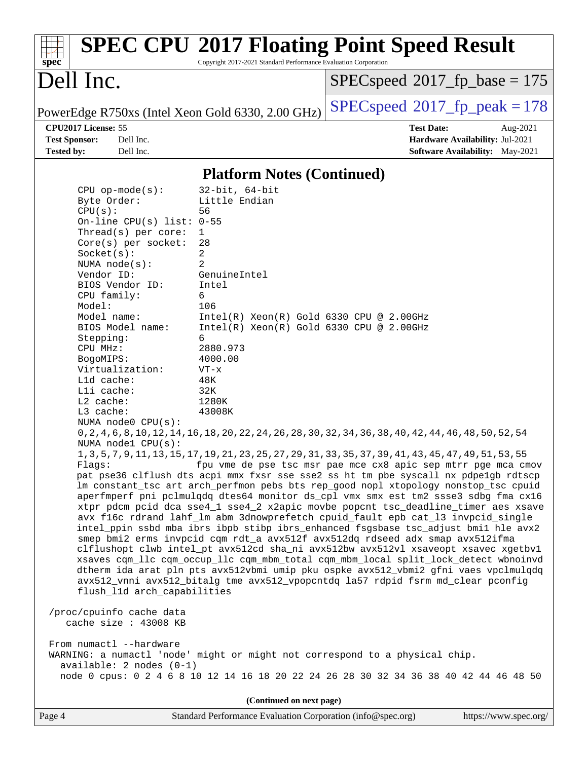## Platform Notes (Continued)

```
    CPU op-mode(s):        32-bit, 64-bit
    Byte Order:            Little Endian
    CPU(s):                56
    On-line CPU(s) list: 0-55
    Thread(s) per core:  1
    Core(s) per socket:  28
    Socket(s):             2
    NUMA node(s):          2
    Vendor ID:             GenuineIntel
    BIOS Vendor ID:        Intel
    CPU family:            6
    Model:                 106
    Model name:            Intel(R) Xeon(R) Gold 6330 CPU @ 2.00GHz
    BIOS Model name:       Intel(R) Xeon(R) Gold 6330 CPU @ 2.00GHz
    Stepping:              6
    CPU MHz:               2880.973
    BogoMIPS:              4000.00
    Virtualization:        VT-x
    L1d cache:             48K
    L1i cache:             32K
    L2 cache:              1280K
    L3 cache:              43008K
    NUMA node0 CPU(s):
    0,2,4,6,8,10,12,14,16,18,20,22,24,26,28,30,32,34,36,38,40,42,44,46,48,50,52,54
    NUMA node1 CPU(s):
    1,3,5,7,9,11,13,15,17,19,21,23,25,27,29,31,33,35,37,39,41,43,45,47,49,51,53,55
    Flags:                 fpu vme de pse tsc msr pae mce cx8 apic sep mtrr pge mca cmov
    pat pse36 clflush dts acpi mmx fxsr sse sse2 ss ht tm pbe syscall nx pdpe1gb rdtscp
    lm constant_tsc art arch_perfmon pebs bts rep_good nopl xtopology nonstop_tsc cpuid
    aperfmperf pni pclmulqdq dtes64 monitor ds_cpl vmx smx est tm2 ssse3 sdbg fma cx16
    xtpr pdcm pcid dca sse4_1 sse4_2 x2apic movbe popcnt tsc_deadline_timer aes xsave
    avx f16c rdrand lahf_lm abm 3dnowprefetch cpuid_fault epb cat_l3 invpcid_single
    intel_ppin ssbd mba ibrs ibpb stibp ibrs_enhanced fsgsbase tsc_adjust bmi1 hle avx2
    smep bmi2 erms invpcid cqm rdt_a avx512f avx512dq rdseed adx smap avx512ifma
    clflushopt clwb intel_pt avx512cd sha_ni avx512bw avx512vl xsaveopt xsavec xgetbv1
    xsaves cqm_llc cqm_occup_llc cqm_mbm_total cqm_mbm_local split_lock_detect wbnoinvd
    dtherm ida arat pln pts avx512vbmi umip pku ospke avx512_vbmi2 gfni vaes vpclmulqdq
    avx512_vnni avx512_bitalg tme avx512_vpopcntdq la57 rdpid fsrm md_clear pconfig
    flush_l1d arch_capabilities

 /proc/cpuinfo cache data
    cache size : 43008 KB

 From numactl --hardware
 WARNING: a numactl 'node' might or might not correspond to a physical chip.
   available: 2 nodes (0-1)
   node 0 cpus: 0 2 4 6 8 10 12 14 16 18 20 22 24 26 28 30 32 34 36 38 40 42 44 46 48 50
```

(Continued on next page)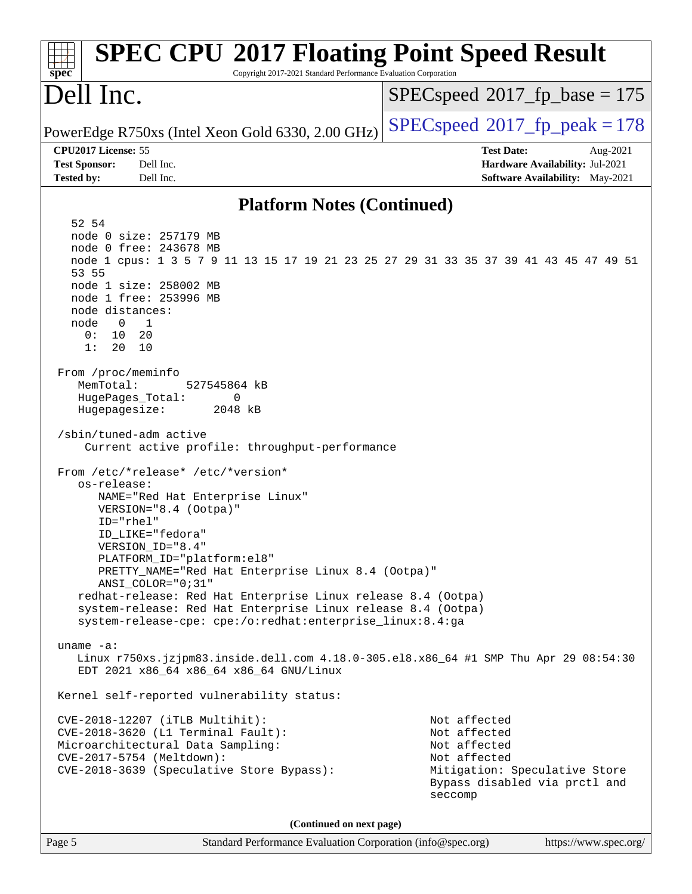## Platform Notes (Continued)

```
  52 54
  node 0 size: 257179 MB
  node 0 free: 243678 MB
  node 1 cpus: 1 3 5 7 9 11 13 15 17 19 21 23 25 27 29 31 33 35 37 39 41 43 45 47 49 51
  53 55
  node 1 size: 258002 MB
  node 1 free: 253996 MB
  node distances:
  node   0   1
    0:  10  20
    1:  20  10

From /proc/meminfo
   MemTotal:       527545864 kB
   HugePages_Total:       0
   Hugepagesize:       2048 kB

/sbin/tuned-adm active
    Current active profile: throughput-performance

From /etc/*release* /etc/*version*
   os-release:
      NAME="Red Hat Enterprise Linux"
      VERSION="8.4 (Ootpa)"
      ID="rhel"
      ID_LIKE="fedora"
      VERSION_ID="8.4"
      PLATFORM_ID="platform:el8"
      PRETTY_NAME="Red Hat Enterprise Linux 8.4 (Ootpa)"
      ANSI_COLOR="0;31"
   redhat-release: Red Hat Enterprise Linux release 8.4 (Ootpa)
   system-release: Red Hat Enterprise Linux release 8.4 (Ootpa)
   system-release-cpe: cpe:/o:redhat:enterprise_linux:8.4:ga

uname -a:
   Linux r750xs.jzjpm83.inside.dell.com 4.18.0-305.el8.x86_64 #1 SMP Thu Apr 29 08:54:30
   EDT 2021 x86_64 x86_64 x86_64 GNU/Linux

Kernel self-reported vulnerability status:

CVE-2018-12207 (iTLB Multihit):                          Not affected
CVE-2018-3620 (L1 Terminal Fault):                       Not affected
Microarchitectural Data Sampling:                        Not affected
CVE-2017-5754 (Meltdown):                                Not affected
CVE-2018-3639 (Speculative Store Bypass):                Mitigation: Speculative Store
                                                         Bypass disabled via prctl and
                                                         seccomp
```

(Continued on next page)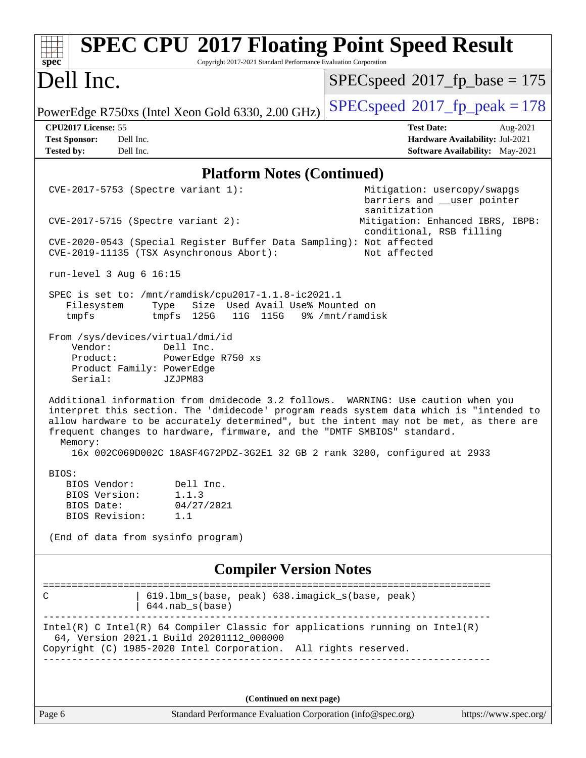## Platform Notes (Continued)

```
CVE-2017-5753 (Spectre variant 1):                          Mitigation: usercopy/swapgs
                                                             barriers and __user pointer
                                                             sanitization
CVE-2017-5715 (Spectre variant 2):                          Mitigation: Enhanced IBRS, IBPB:
                                                             conditional, RSB filling
CVE-2020-0543 (Special Register Buffer Data Sampling): Not affected
CVE-2019-11135 (TSX Asynchronous Abort):                     Not affected

run-level 3 Aug 6 16:15

SPEC is set to: /mnt/ramdisk/cpu2017-1.1.8-ic2021.1
   Filesystem     Type   Size  Used Avail Use% Mounted on
   tmpfs          tmpfs  125G   11G  115G   9% /mnt/ramdisk

From /sys/devices/virtual/dmi/id
    Vendor:         Dell Inc.
    Product:        PowerEdge R750 xs
    Product Family: PowerEdge
    Serial:         JZJPM83

Additional information from dmidecode 3.2 follows.  WARNING: Use caution when you
interpret this section. The 'dmidecode' program reads system data which is "intended to
allow hardware to be accurately determined", but the intent may not be met, as there are
frequent changes to hardware, firmware, and the "DMTF SMBIOS" standard.
  Memory:
    16x 002C069D002C 18ASF4G72PDZ-3G2E1 32 GB 2 rank 3200, configured at 2933

BIOS:
   BIOS Vendor:       Dell Inc.
   BIOS Version:      1.1.3
   BIOS Date:         04/27/2021
   BIOS Revision:     1.1

(End of data from sysinfo program)
```

## Compiler Version Notes

```
==============================================================================
C               | 619.lbm_s(base, peak) 638.imagick_s(base, peak)
                | 644.nab_s(base)
------------------------------------------------------------------------------
Intel(R) C Intel(R) 64 Compiler Classic for applications running on Intel(R)
  64, Version 2021.1 Build 20201112_000000
Copyright (C) 1985-2020 Intel Corporation.  All rights reserved.
------------------------------------------------------------------------------
```

(Continued on next page)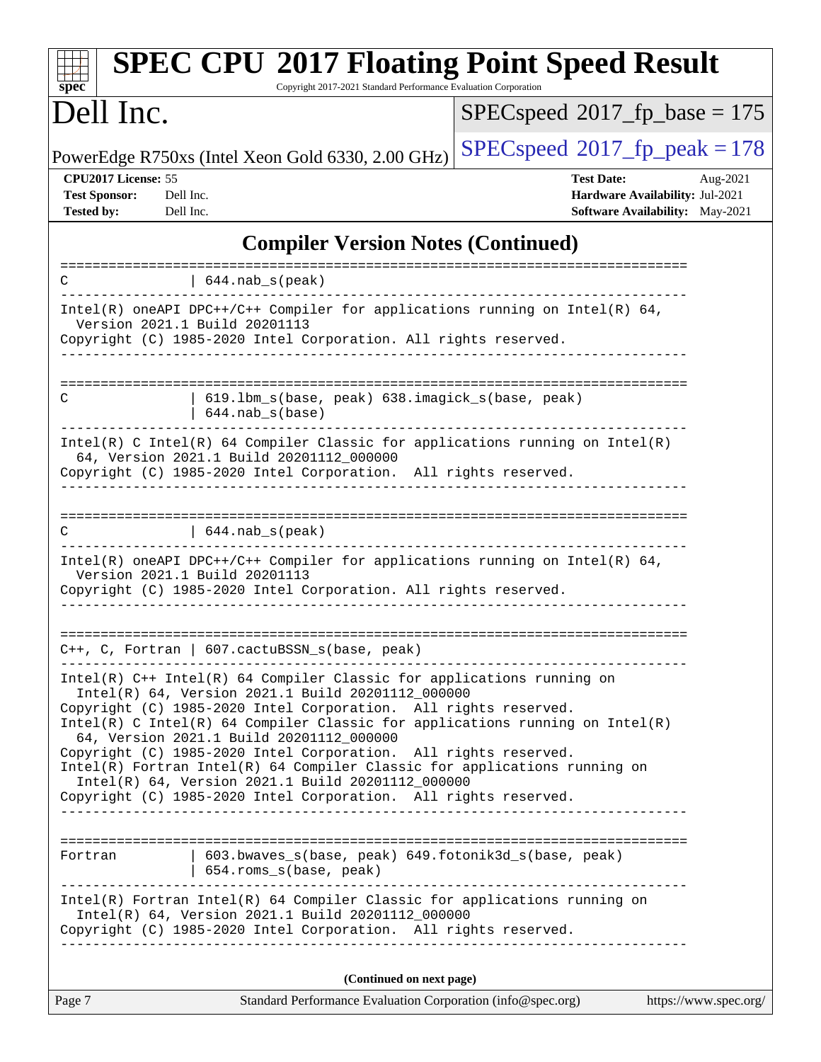## Compiler Version Notes (Continued)

```
==============================================================================
C               | 644.nab_s(peak)
------------------------------------------------------------------------------
Intel(R) oneAPI DPC++/C++ Compiler for applications running on Intel(R) 64,
  Version 2021.1 Build 20201113
Copyright (C) 1985-2020 Intel Corporation. All rights reserved.
------------------------------------------------------------------------------

==============================================================================
C               | 619.lbm_s(base, peak) 638.imagick_s(base, peak)
                | 644.nab_s(base)
------------------------------------------------------------------------------
Intel(R) C Intel(R) 64 Compiler Classic for applications running on Intel(R)
  64, Version 2021.1 Build 20201112_000000
Copyright (C) 1985-2020 Intel Corporation.  All rights reserved.
------------------------------------------------------------------------------

==============================================================================
C               | 644.nab_s(peak)
------------------------------------------------------------------------------
Intel(R) oneAPI DPC++/C++ Compiler for applications running on Intel(R) 64,
  Version 2021.1 Build 20201113
Copyright (C) 1985-2020 Intel Corporation. All rights reserved.
------------------------------------------------------------------------------

==============================================================================
C++, C, Fortran | 607.cactuBSSN_s(base, peak)
------------------------------------------------------------------------------
Intel(R) C++ Intel(R) 64 Compiler Classic for applications running on
  Intel(R) 64, Version 2021.1 Build 20201112_000000
Copyright (C) 1985-2020 Intel Corporation.  All rights reserved.
Intel(R) C Intel(R) 64 Compiler Classic for applications running on Intel(R)
  64, Version 2021.1 Build 20201112_000000
Copyright (C) 1985-2020 Intel Corporation.  All rights reserved.
Intel(R) Fortran Intel(R) 64 Compiler Classic for applications running on
  Intel(R) 64, Version 2021.1 Build 20201112_000000
Copyright (C) 1985-2020 Intel Corporation.  All rights reserved.
------------------------------------------------------------------------------

==============================================================================
Fortran         | 603.bwaves_s(base, peak) 649.fotonik3d_s(base, peak)
                | 654.roms_s(base, peak)
------------------------------------------------------------------------------
Intel(R) Fortran Intel(R) 64 Compiler Classic for applications running on
  Intel(R) 64, Version 2021.1 Build 20201112_000000
Copyright (C) 1985-2020 Intel Corporation.  All rights reserved.
------------------------------------------------------------------------------
```

**(Continued on next page)**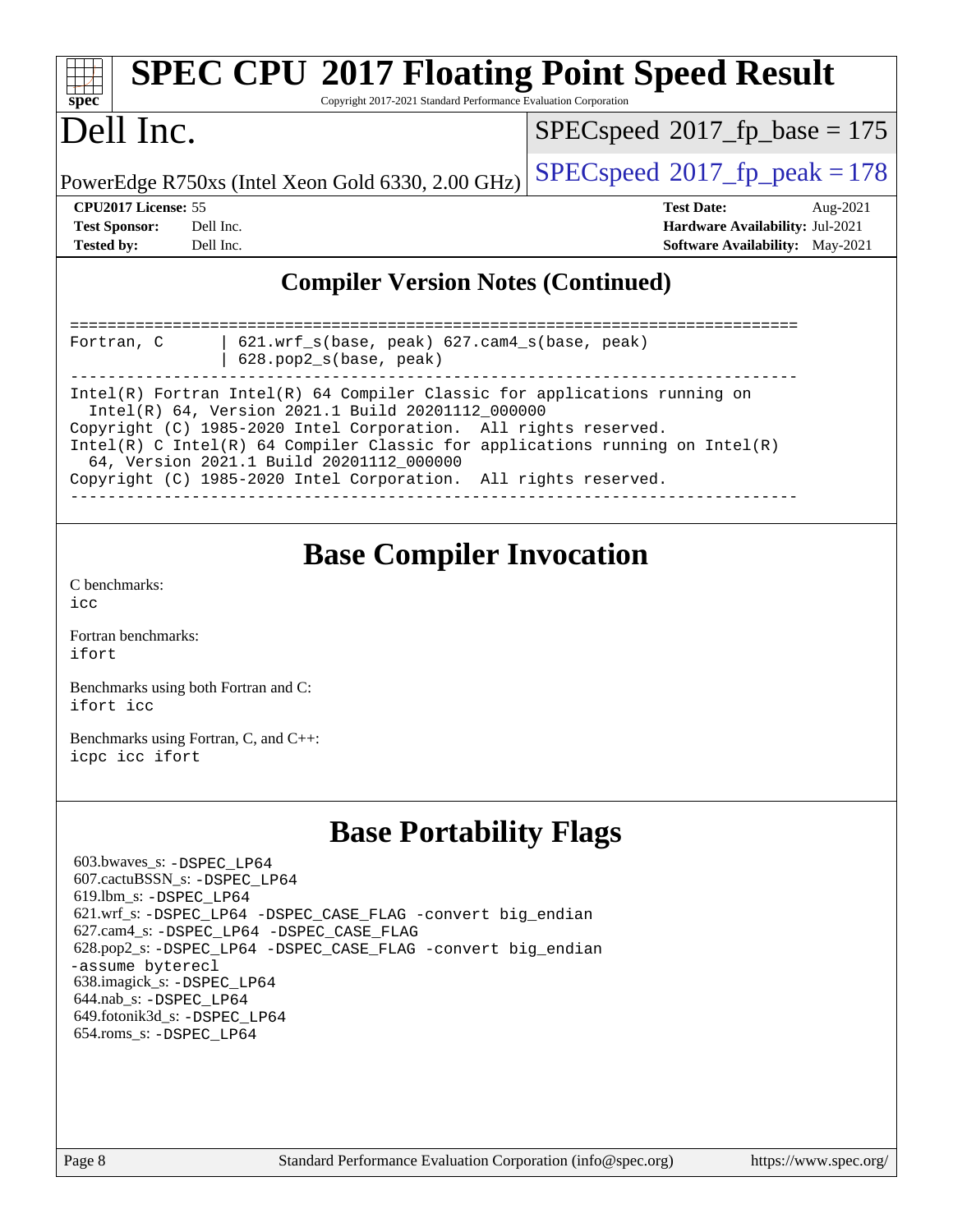# SPEC CPU 2017 Floating Point Speed Result

Copyright 2017-2021 Standard Performance Evaluation Corporation

# Dell Inc.

PowerEdge R750xs (Intel Xeon Gold 6330, 2.00 GHz)

SPECspeed 2017_fp_base = 175

SPECspeed 2017_fp_peak = 178

**CPU2017 License:** 55
**Test Sponsor:** Dell Inc.
**Tested by:** Dell Inc.

**Test Date:** Aug-2021
**Hardware Availability:** Jul-2021
**Software Availability:** May-2021

## Compiler Version Notes (Continued)

```
==============================================================================
Fortran, C      | 621.wrf_s(base, peak) 627.cam4_s(base, peak)
                | 628.pop2_s(base, peak)
------------------------------------------------------------------------------
Intel(R) Fortran Intel(R) 64 Compiler Classic for applications running on
  Intel(R) 64, Version 2021.1 Build 20201112_000000
Copyright (C) 1985-2020 Intel Corporation.  All rights reserved.
Intel(R) C Intel(R) 64 Compiler Classic for applications running on Intel(R)
  64, Version 2021.1 Build 20201112_000000
Copyright (C) 1985-2020 Intel Corporation.  All rights reserved.
------------------------------------------------------------------------------
```

## Base Compiler Invocation

C benchmarks:
icc

Fortran benchmarks:
ifort

Benchmarks using both Fortran and C:
ifort icc

Benchmarks using Fortran, C, and C++:
icpc icc ifort

## Base Portability Flags

603.bwaves_s: -DSPEC_LP64
607.cactuBSSN_s: -DSPEC_LP64
619.lbm_s: -DSPEC_LP64
621.wrf_s: -DSPEC_LP64 -DSPEC_CASE_FLAG -convert big_endian
627.cam4_s: -DSPEC_LP64 -DSPEC_CASE_FLAG
628.pop2_s: -DSPEC_LP64 -DSPEC_CASE_FLAG -convert big_endian -assume byterecl
638.imagick_s: -DSPEC_LP64
644.nab_s: -DSPEC_LP64
649.fotonik3d_s: -DSPEC_LP64
654.roms_s: -DSPEC_LP64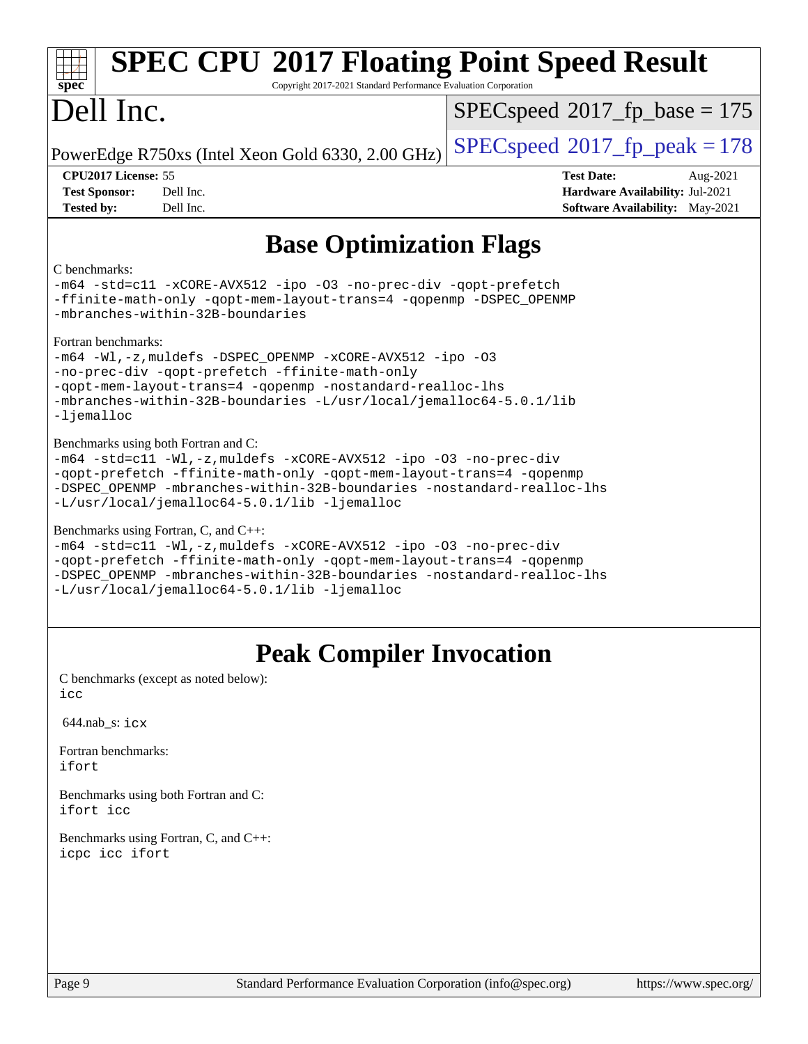# SPEC CPU 2017 Floating Point Speed Result

Copyright 2017-2021 Standard Performance Evaluation Corporation

# Dell Inc.

PowerEdge R750xs (Intel Xeon Gold 6330, 2.00 GHz)

SPECspeed 2017_fp_base = 175

SPECspeed 2017_fp_peak = 178

| | | | |
|---|---|---|---|
| **CPU2017 License:** | 55 | **Test Date:** | Aug-2021 |
| **Test Sponsor:** | Dell Inc. | **Hardware Availability:** | Jul-2021 |
| **Tested by:** | Dell Inc. | **Software Availability:** | May-2021 |

## Base Optimization Flags

C benchmarks:

```
-m64 -std=c11 -xCORE-AVX512 -ipo -O3 -no-prec-div -qopt-prefetch
-ffinite-math-only -qopt-mem-layout-trans=4 -qopenmp -DSPEC_OPENMP
-mbranches-within-32B-boundaries
```

Fortran benchmarks:

```
-m64 -Wl,-z,muldefs -DSPEC_OPENMP -xCORE-AVX512 -ipo -O3
-no-prec-div -qopt-prefetch -ffinite-math-only
-qopt-mem-layout-trans=4 -qopenmp -nostandard-realloc-lhs
-mbranches-within-32B-boundaries -L/usr/local/jemalloc64-5.0.1/lib
-ljemalloc
```

Benchmarks using both Fortran and C:

```
-m64 -std=c11 -Wl,-z,muldefs -xCORE-AVX512 -ipo -O3 -no-prec-div
-qopt-prefetch -ffinite-math-only -qopt-mem-layout-trans=4 -qopenmp
-DSPEC_OPENMP -mbranches-within-32B-boundaries -nostandard-realloc-lhs
-L/usr/local/jemalloc64-5.0.1/lib -ljemalloc
```

Benchmarks using Fortran, C, and C++:

```
-m64 -std=c11 -Wl,-z,muldefs -xCORE-AVX512 -ipo -O3 -no-prec-div
-qopt-prefetch -ffinite-math-only -qopt-mem-layout-trans=4 -qopenmp
-DSPEC_OPENMP -mbranches-within-32B-boundaries -nostandard-realloc-lhs
-L/usr/local/jemalloc64-5.0.1/lib -ljemalloc
```

## Peak Compiler Invocation

C benchmarks (except as noted below):

```
icc
```

644.nab_s: `icx`

Fortran benchmarks:

```
ifort
```

Benchmarks using both Fortran and C:

```
ifort icc
```

Benchmarks using Fortran, C, and C++:

```
icpc icc ifort
```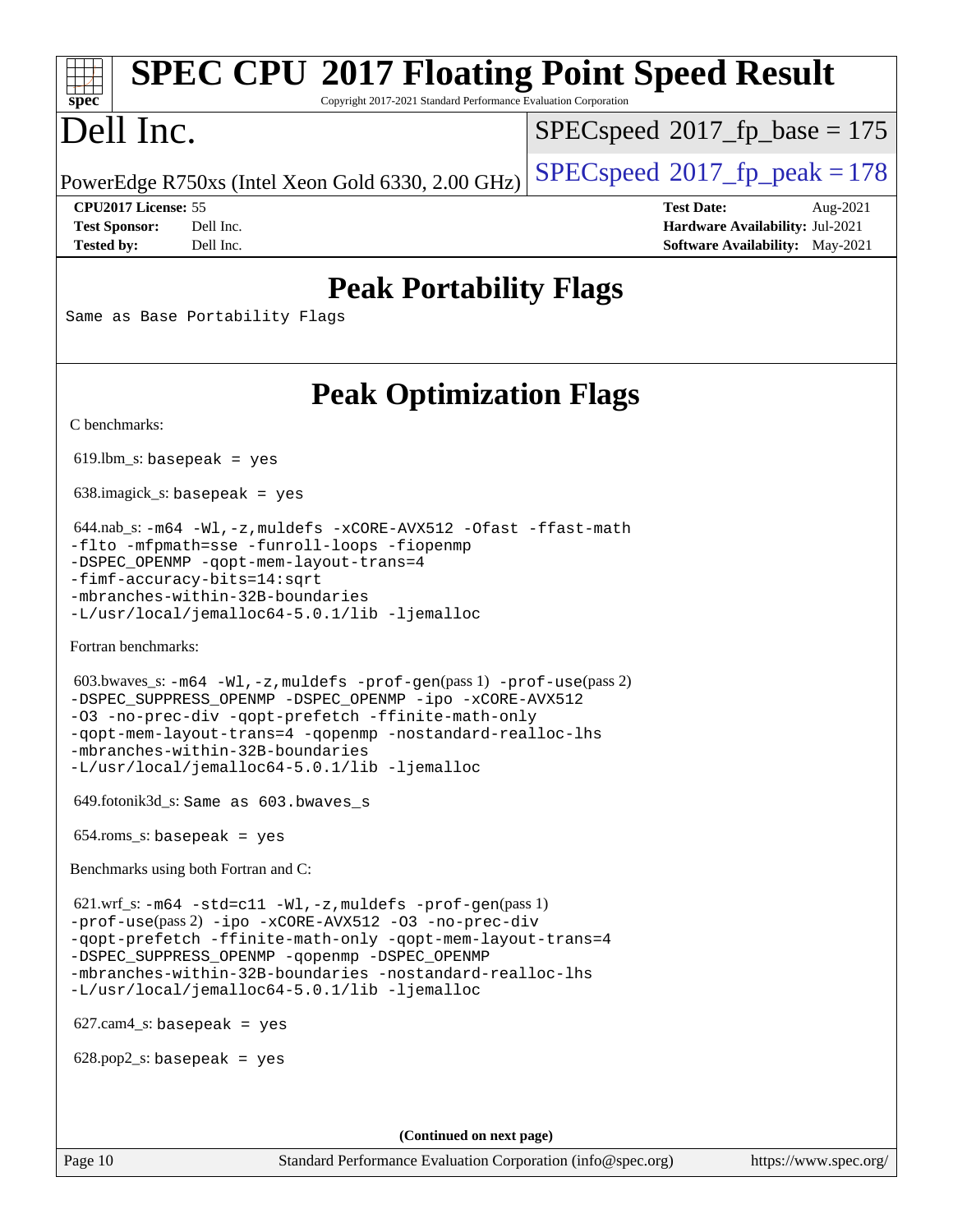## Peak Portability Flags

Same as Base Portability Flags

## Peak Optimization Flags

C benchmarks:

619.lbm_s: basepeak = yes

638.imagick_s: basepeak = yes

644.nab_s: -m64 -Wl,-z,muldefs -xCORE-AVX512 -Ofast -ffast-math -flto -mfpmath=sse -funroll-loops -fiopenmp -DSPEC_OPENMP -qopt-mem-layout-trans=4 -fimf-accuracy-bits=14:sqrt -mbranches-within-32B-boundaries -L/usr/local/jemalloc64-5.0.1/lib -ljemalloc

Fortran benchmarks:

603.bwaves_s: -m64 -Wl,-z,muldefs -prof-gen(pass 1) -prof-use(pass 2) -DSPEC_SUPPRESS_OPENMP -DSPEC_OPENMP -ipo -xCORE-AVX512 -O3 -no-prec-div -qopt-prefetch -ffinite-math-only -qopt-mem-layout-trans=4 -qopenmp -nostandard-realloc-lhs -mbranches-within-32B-boundaries -L/usr/local/jemalloc64-5.0.1/lib -ljemalloc

649.fotonik3d_s: Same as 603.bwaves_s

654.roms_s: basepeak = yes

Benchmarks using both Fortran and C:

621.wrf_s: -m64 -std=c11 -Wl,-z,muldefs -prof-gen(pass 1) -prof-use(pass 2) -ipo -xCORE-AVX512 -O3 -no-prec-div -qopt-prefetch -ffinite-math-only -qopt-mem-layout-trans=4 -DSPEC_SUPPRESS_OPENMP -qopenmp -DSPEC_OPENMP -mbranches-within-32B-boundaries -nostandard-realloc-lhs -L/usr/local/jemalloc64-5.0.1/lib -ljemalloc

627.cam4_s: basepeak = yes

628.pop2_s: basepeak = yes

(Continued on next page)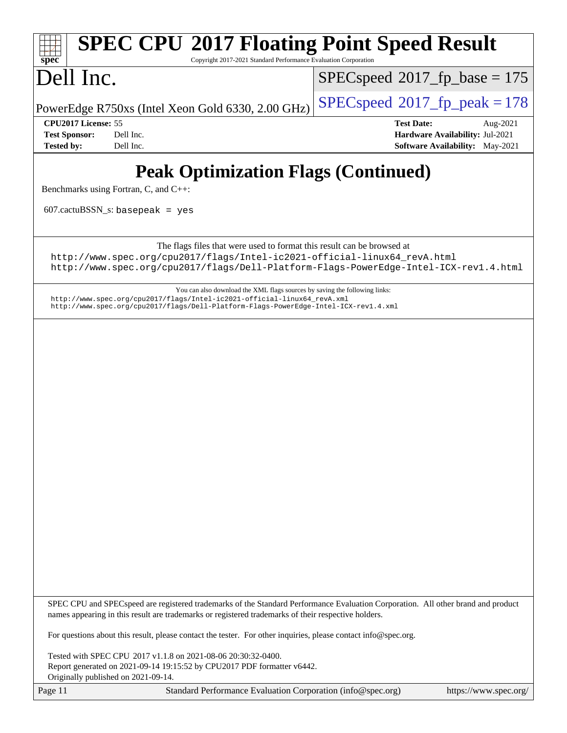# Peak Optimization Flags (Continued)

Benchmarks using Fortran, C, and C++:

607.cactuBSSN_s: `basepeak = yes`

The flags files that were used to format this result can be browsed at

http://www.spec.org/cpu2017/flags/Intel-ic2021-official-linux64_revA.html
http://www.spec.org/cpu2017/flags/Dell-Platform-Flags-PowerEdge-Intel-ICX-rev1.4.html

You can also download the XML flags sources by saving the following links:

http://www.spec.org/cpu2017/flags/Intel-ic2021-official-linux64_revA.xml
http://www.spec.org/cpu2017/flags/Dell-Platform-Flags-PowerEdge-Intel-ICX-rev1.4.xml

SPEC CPU and SPECspeed are registered trademarks of the Standard Performance Evaluation Corporation. All other brand and product names appearing in this result are trademarks or registered trademarks of their respective holders.

For questions about this result, please contact the tester. For other inquiries, please contact info@spec.org.

Tested with SPEC CPU 2017 v1.1.8 on 2021-08-06 20:30:32-0400.
Report generated on 2021-09-14 19:15:52 by CPU2017 PDF formatter v6442.
Originally published on 2021-09-14.